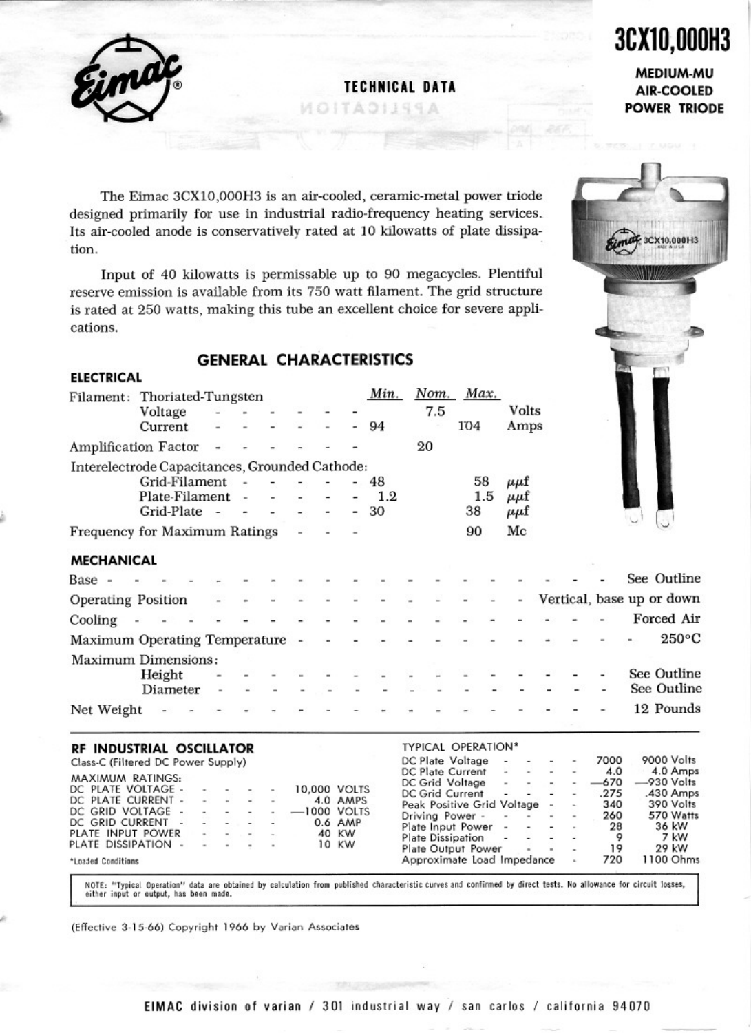# 3CX10,000H3

**MEDIUM-MU AIR-COOLED POWER TRIODE**

**TECHNICAL DATA**

The Eimac 3CX10,000H3 is an air-cooled, ceramic-metal power triode designed primarily for use in industrial radio-frequency heating services. Its air-cooled anode is conservatively rated at 10 kilowatts of plate dissipation.

Input of 40 kilowatts is permissable up to 90 megacycles. Plentiful reserve emission is available from its 750 watt filament. The grid structure is rated at 250 watts, making this tube an excellent choice for severe applications.

## GENERAL CHARACTERISTICS

### ELECTRICAL

| | Min. | Nom. | Max. | |
|---|---|---|---|---|
| Filament: Thoriated-Tungsten | | | | |
| Voltage | | 7.5 | | Volts |
| Current | 94 | | 104 | Amps |
| Amplification Factor | | 20 | | |
| Interelectrode Capacitances, Grounded Cathode: | | | | |
| Grid-Filament | 48 | | 58 | $\mu\mu f$ |
| Plate-Filament | 1.2 | | 1.5 | $\mu\mu f$ |
| Grid-Plate | 30 | | 38 | $\mu\mu f$ |
| Frequency for Maximum Ratings | | | 90 | Mc |

### MECHANICAL

| | |
|---|---|
| Base | See Outline |
| Operating Position | Vertical, base up or down |
| Cooling | Forced Air |
| Maximum Operating Temperature | 250°C |
| Maximum Dimensions: | |
| Height | See Outline |
| Diameter | See Outline |
| Net Weight | 12 Pounds |

### RF INDUSTRIAL OSCILLATOR

Class-C (Filtered DC Power Supply)

MAXIMUM RATINGS:

| | |
|---|---|
| DC PLATE VOLTAGE | 10,000 VOLTS |
| DC PLATE CURRENT | 4.0 AMPS |
| DC GRID VOLTAGE | —1000 VOLTS |
| DC GRID CURRENT | 0.6 AMP |
| PLATE INPUT POWER | 40 KW |
| PLATE DISSIPATION | 10 KW |

TYPICAL OPERATION*

| | | |
|---|---|---|
| DC Plate Voltage | 7000 | 9000 Volts |
| DC Plate Current | 4.0 | 4.0 Amps |
| DC Grid Voltage | —670 | —930 Volts |
| DC Grid Current | .275 | .430 Amps |
| Peak Positive Grid Voltage | 340 | 390 Volts |
| Driving Power | 260 | 570 Watts |
| Plate Input Power | 28 | 36 kW |
| Plate Dissipation | 9 | 7 kW |
| Plate Output Power | 19 | 29 kW |
| Approximate Load Impedance | 720 | 1100 Ohms |

*Loaded Conditions

NOTE: "Typical Operation" data are obtained by calculation from published characteristic curves and confirmed by direct tests. No allowance for circuit losses, either input or output, has been made.

(Effective 3-15-66) Copyright 1966 by Varian Associates

EIMAC division of varian / 301 industrial way / san carlos / california 94070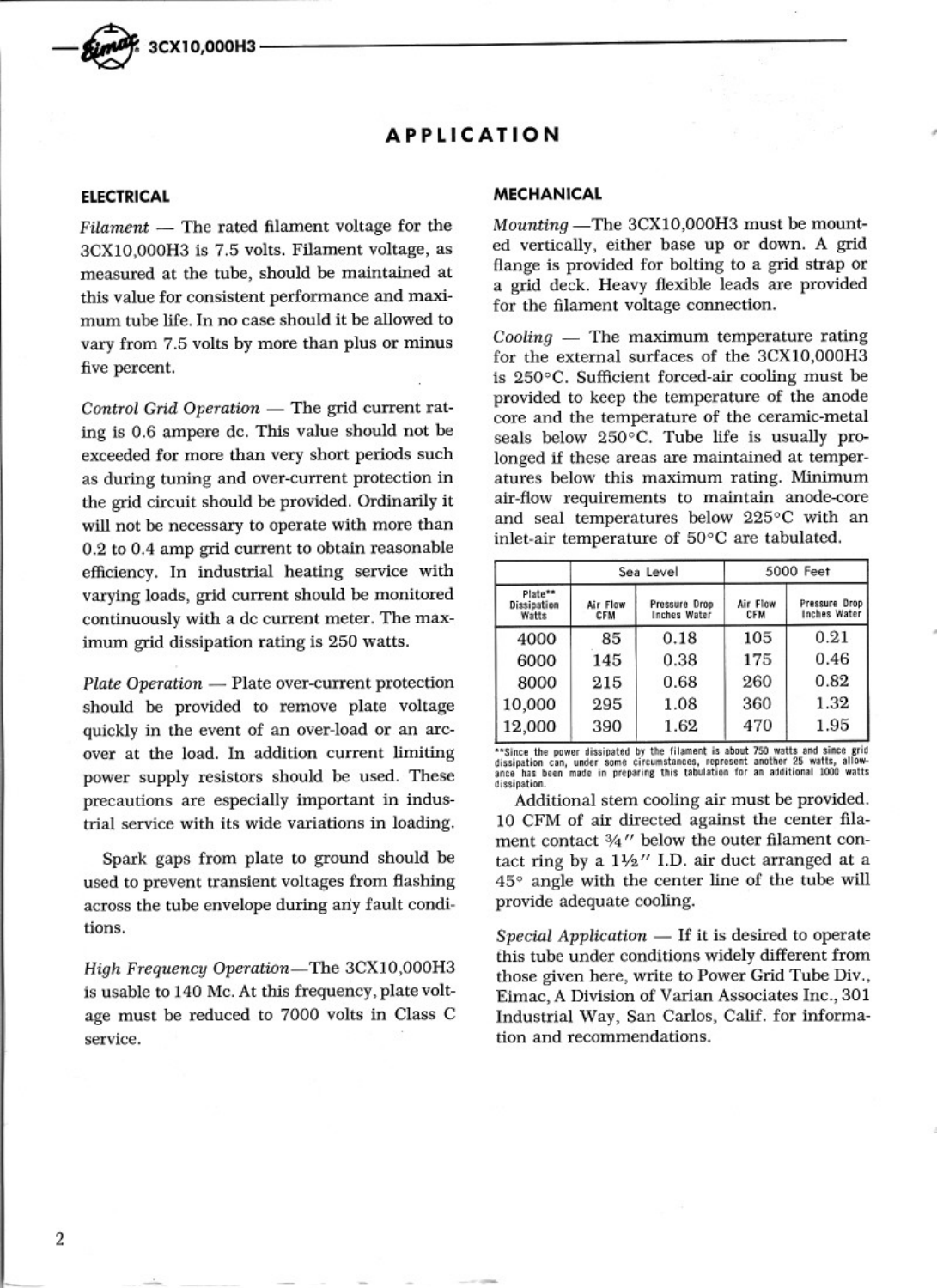# APPLICATION

## ELECTRICAL

*Filament* — The rated filament voltage for the 3CX10,000H3 is 7.5 volts. Filament voltage, as measured at the tube, should be maintained at this value for consistent performance and maximum tube life. In no case should it be allowed to vary from 7.5 volts by more than plus or minus five percent.

*Control Grid Operation* — The grid current rating is 0.6 ampere dc. This value should not be exceeded for more than very short periods such as during tuning and over-current protection in the grid circuit should be provided. Ordinarily it will not be necessary to operate with more than 0.2 to 0.4 amp grid current to obtain reasonable efficiency. In industrial heating service with varying loads, grid current should be monitored continuously with a dc current meter. The maximum grid dissipation rating is 250 watts.

*Plate Operation* — Plate over-current protection should be provided to remove plate voltage quickly in the event of an over-load or an arc-over at the load. In addition current limiting power supply resistors should be used. These precautions are especially important in industrial service with its wide variations in loading.

Spark gaps from plate to ground should be used to prevent transient voltages from flashing across the tube envelope during any fault conditions.

*High Frequency Operation*—The 3CX10,000H3 is usable to 140 Mc. At this frequency, plate voltage must be reduced to 7000 volts in Class C service.

## MECHANICAL

*Mounting* —The 3CX10,000H3 must be mounted vertically, either base up or down. A grid flange is provided for bolting to a grid strap or a grid deck. Heavy flexible leads are provided for the filament voltage connection.

*Cooling* — The maximum temperature rating for the external surfaces of the 3CX10,000H3 is 250°C. Sufficient forced-air cooling must be provided to keep the temperature of the anode core and the temperature of the ceramic-metal seals below 250°C. Tube life is usually prolonged if these areas are maintained at temperatures below this maximum rating. Minimum air-flow requirements to maintain anode-core and seal temperatures below 225°C with an inlet-air temperature of 50°C are tabulated.

| | Sea Level | | 5000 Feet | |
|---|---|---|---|---|
| Plate** Dissipation Watts | Air Flow CFM | Pressure Drop Inches Water | Air Flow CFM | Pressure Drop Inches Water |
| 4000 | 85 | 0.18 | 105 | 0.21 |
| 6000 | 145 | 0.38 | 175 | 0.46 |
| 8000 | 215 | 0.68 | 260 | 0.82 |
| 10,000 | 295 | 1.08 | 360 | 1.32 |
| 12,000 | 390 | 1.62 | 470 | 1.95 |

**Since the power dissipated by the filament is about 750 watts and since grid dissipation can, under some circumstances, represent another 25 watts, allowance has been made in preparing this tabulation for an additional 1000 watts dissipation.

Additional stem cooling air must be provided. 10 CFM of air directed against the center filament contact ¾″ below the outer filament contact ring by a 1½″ I.D. air duct arranged at a 45° angle with the center line of the tube will provide adequate cooling.

*Special Application* — If it is desired to operate this tube under conditions widely different from those given here, write to Power Grid Tube Div., Eimac, A Division of Varian Associates Inc., 301 Industrial Way, San Carlos, Calif. for information and recommendations.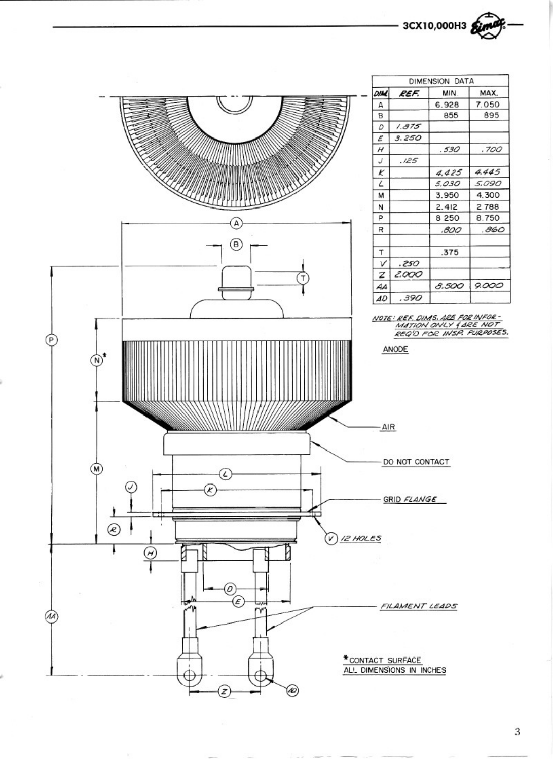## DIMENSION DATA

| DIM. | REF. | MIN. | MAX. |
|---|---|---|---|
| A | | 6.928 | 7.050 |
| B | | 855 | 895 |
| D | 1.875 | | |
| E | 3.250 | | |
| H | | .530 | .700 |
| J | .125 | | |
| K | | 4.425 | 4.445 |
| L | | 5.030 | 5.090 |
| M | | 3.950 | 4.300 |
| N | | 2.412 | 2.788 |
| P | | 8 250 | 8.750 |
| R | | .800 | .860 |
| | | | |
| T | | .375 | |
| V | .250 | | |
| Z | 2.000 | | |
| AA | | 8.500 | 9.000 |
| AD | .390 | | |

NOTE: REF. DIMS. ARE FOR INFORMATION ONLY & ARE NOT REQ'D FOR INSP. PURPOSES.

ANODE

AIR

DO NOT CONTACT

GRID FLANGE

(V) 12 HOLES

FILAMENT LEADS

\* CONTACT SURFACE

ALL DIMENSIONS IN INCHES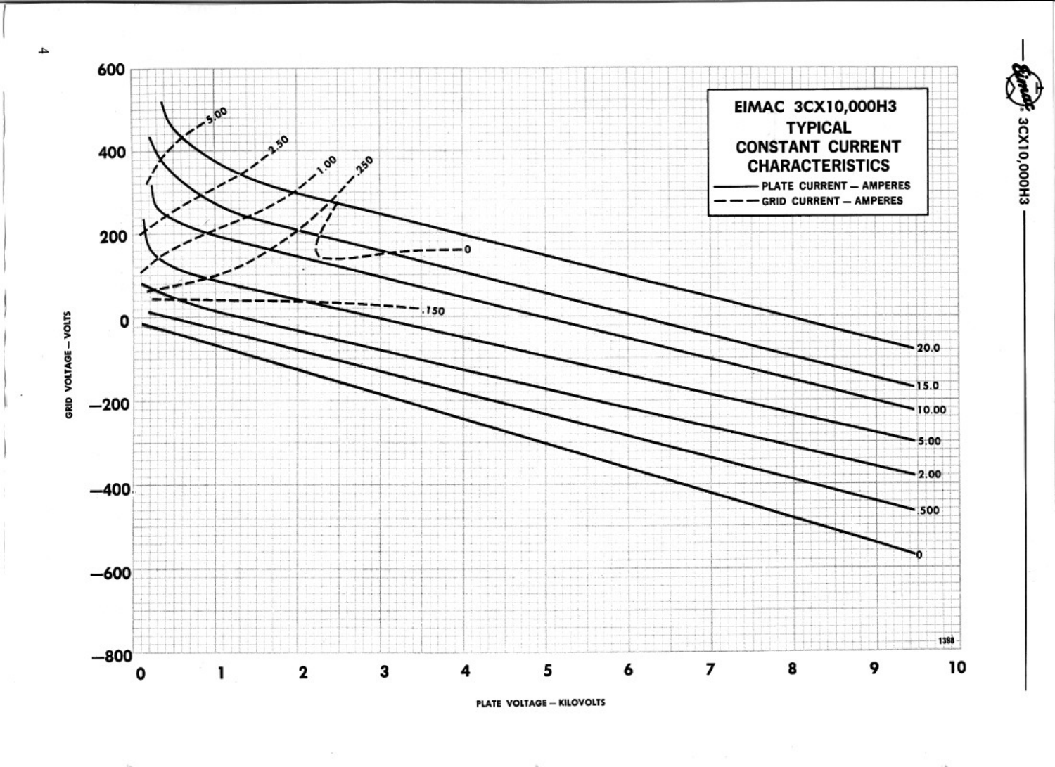EIMAC 3CX10,000H3
TYPICAL
CONSTANT CURRENT
CHARACTERISTICS

PLATE CURRENT — AMPERES

GRID CURRENT — AMPERES

GRID VOLTAGE — VOLTS

PLATE VOLTAGE — KILOVOLTS

600
400
200
0
−200
−400
−600
−800

0
1
2
3
4
5
6
7
8
9
10

5.00
2.50
1.00
.250
0
.150

20.0
15.0
10.00
5.00
2.00
.500
0

1388